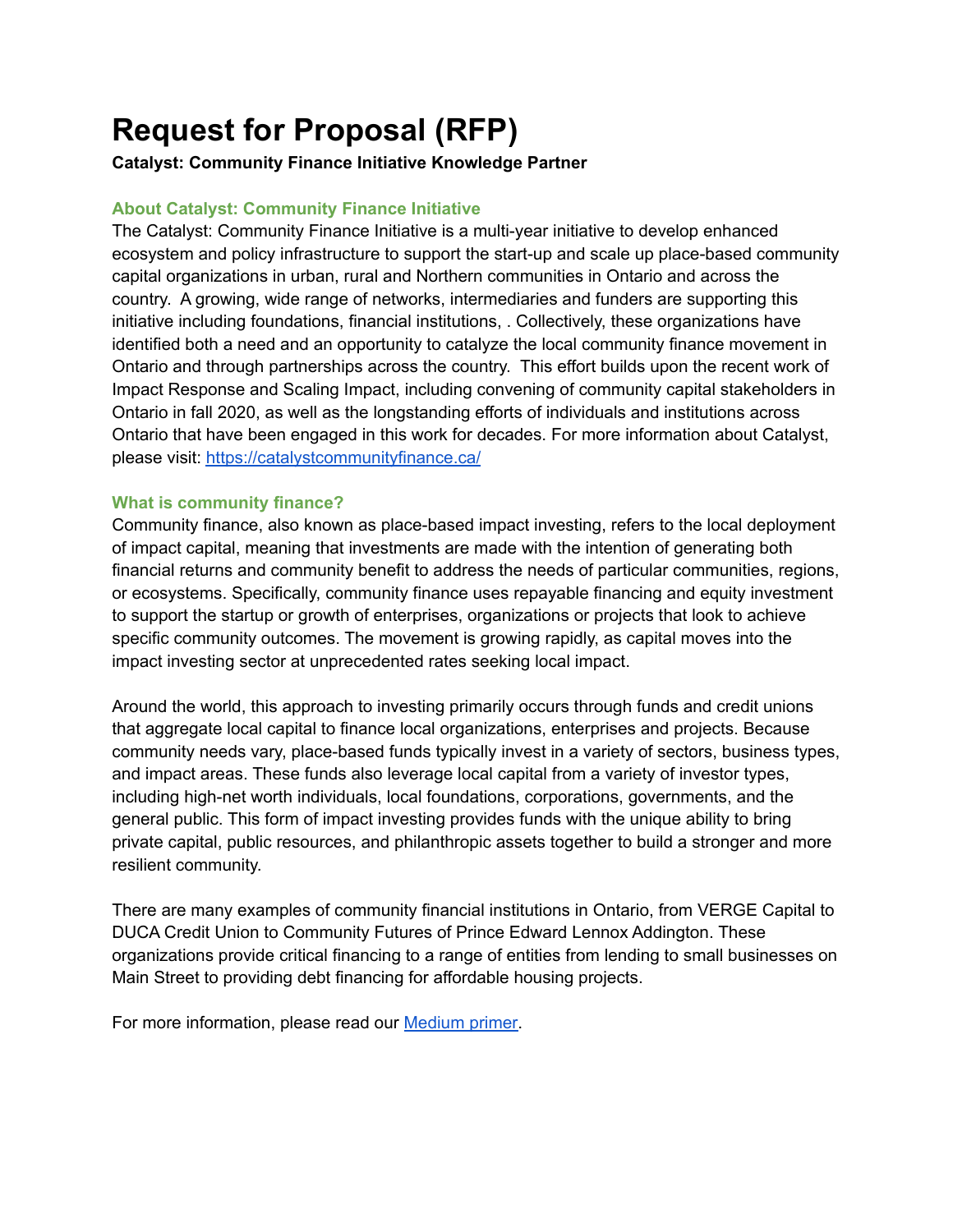# Request for Proposal (RFP)

**Catalyst: Community Finance Initiative Knowledge Partner**

### About Catalyst: Community Finance Initiative

The Catalyst: Community Finance Initiative is a multi-year initiative to develop enhanced ecosystem and policy infrastructure to support the start-up and scale up place-based community capital organizations in urban, rural and Northern communities in Ontario and across the country. A growing, wide range of networks, intermediaries and funders are supporting this initiative including foundations, financial institutions, . Collectively, these organizations have identified both a need and an opportunity to catalyze the local community finance movement in Ontario and through partnerships across the country. This effort builds upon the recent work of Impact Response and Scaling Impact, including convening of community capital stakeholders in Ontario in fall 2020, as well as the longstanding efforts of individuals and institutions across Ontario that have been engaged in this work for decades. For more information about Catalyst, please visit: [https://catalystcommunityfinance.ca/](https://catalystcommunityfinance.ca/)

### What is community finance?

Community finance, also known as place-based impact investing, refers to the local deployment of impact capital, meaning that investments are made with the intention of generating both financial returns and community benefit to address the needs of particular communities, regions, or ecosystems. Specifically, community finance uses repayable financing and equity investment to support the startup or growth of enterprises, organizations or projects that look to achieve specific community outcomes. The movement is growing rapidly, as capital moves into the impact investing sector at unprecedented rates seeking local impact.

Around the world, this approach to investing primarily occurs through funds and credit unions that aggregate local capital to finance local organizations, enterprises and projects. Because community needs vary, place-based funds typically invest in a variety of sectors, business types, and impact areas. These funds also leverage local capital from a variety of investor types, including high-net worth individuals, local foundations, corporations, governments, and the general public. This form of impact investing provides funds with the unique ability to bring private capital, public resources, and philanthropic assets together to build a stronger and more resilient community.

There are many examples of community financial institutions in Ontario, from VERGE Capital to DUCA Credit Union to Community Futures of Prince Edward Lennox Addington. These organizations provide critical financing to a range of entities from lending to small businesses on Main Street to providing debt financing for affordable housing projects.

For more information, please read our Medium primer.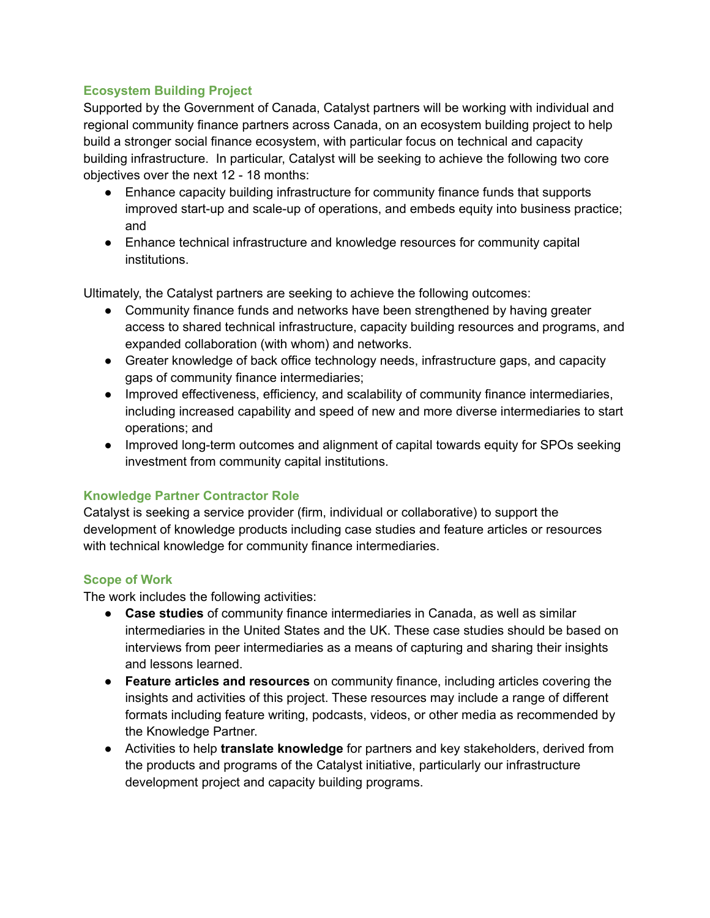### Ecosystem Building Project

Supported by the Government of Canada, Catalyst partners will be working with individual and regional community finance partners across Canada, on an ecosystem building project to help build a stronger social finance ecosystem, with particular focus on technical and capacity building infrastructure. In particular, Catalyst will be seeking to achieve the following two core objectives over the next 12 - 18 months:

- Enhance capacity building infrastructure for community finance funds that supports improved start-up and scale-up of operations, and embeds equity into business practice; and
- Enhance technical infrastructure and knowledge resources for community capital institutions.

Ultimately, the Catalyst partners are seeking to achieve the following outcomes:

- Community finance funds and networks have been strengthened by having greater access to shared technical infrastructure, capacity building resources and programs, and expanded collaboration (with whom) and networks.
- Greater knowledge of back office technology needs, infrastructure gaps, and capacity gaps of community finance intermediaries;
- Improved effectiveness, efficiency, and scalability of community finance intermediaries, including increased capability and speed of new and more diverse intermediaries to start operations; and
- Improved long-term outcomes and alignment of capital towards equity for SPOs seeking investment from community capital institutions.

### Knowledge Partner Contractor Role

Catalyst is seeking a service provider (firm, individual or collaborative) to support the development of knowledge products including case studies and feature articles or resources with technical knowledge for community finance intermediaries.

### Scope of Work

The work includes the following activities:

- **Case studies** of community finance intermediaries in Canada, as well as similar intermediaries in the United States and the UK. These case studies should be based on interviews from peer intermediaries as a means of capturing and sharing their insights and lessons learned.
- **Feature articles and resources** on community finance, including articles covering the insights and activities of this project. These resources may include a range of different formats including feature writing, podcasts, videos, or other media as recommended by the Knowledge Partner.
- Activities to help **translate knowledge** for partners and key stakeholders, derived from the products and programs of the Catalyst initiative, particularly our infrastructure development project and capacity building programs.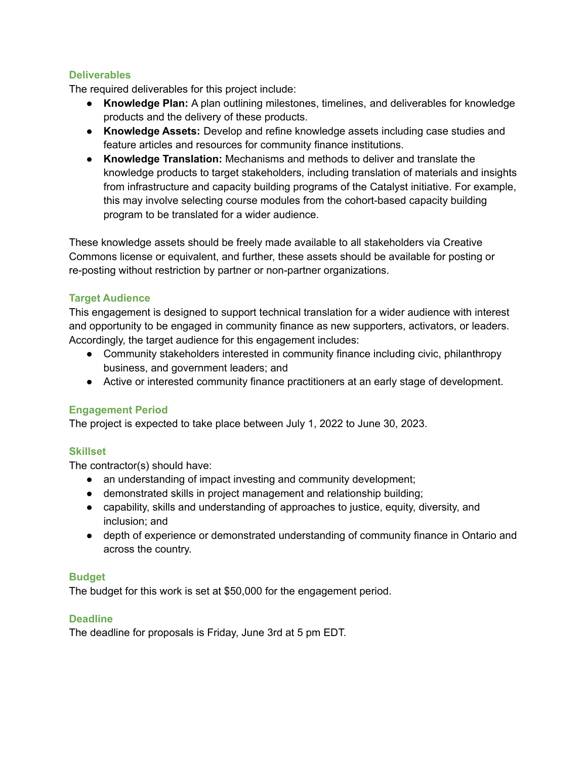## Deliverables

The required deliverables for this project include:

- **Knowledge Plan:** A plan outlining milestones, timelines, and deliverables for knowledge products and the delivery of these products.
- **Knowledge Assets:** Develop and refine knowledge assets including case studies and feature articles and resources for community finance institutions.
- **Knowledge Translation:** Mechanisms and methods to deliver and translate the knowledge products to target stakeholders, including translation of materials and insights from infrastructure and capacity building programs of the Catalyst initiative. For example, this may involve selecting course modules from the cohort-based capacity building program to be translated for a wider audience.

These knowledge assets should be freely made available to all stakeholders via Creative Commons license or equivalent, and further, these assets should be available for posting or re-posting without restriction by partner or non-partner organizations.

## Target Audience

This engagement is designed to support technical translation for a wider audience with interest and opportunity to be engaged in community finance as new supporters, activators, or leaders. Accordingly, the target audience for this engagement includes:

- Community stakeholders interested in community finance including civic, philanthropy business, and government leaders; and
- Active or interested community finance practitioners at an early stage of development.

## Engagement Period

The project is expected to take place between July 1, 2022 to June 30, 2023.

## Skillset

The contractor(s) should have:

- an understanding of impact investing and community development;
- demonstrated skills in project management and relationship building;
- capability, skills and understanding of approaches to justice, equity, diversity, and inclusion; and
- depth of experience or demonstrated understanding of community finance in Ontario and across the country.

## Budget

The budget for this work is set at $50,000 for the engagement period.

## Deadline

The deadline for proposals is Friday, June 3rd at 5 pm EDT.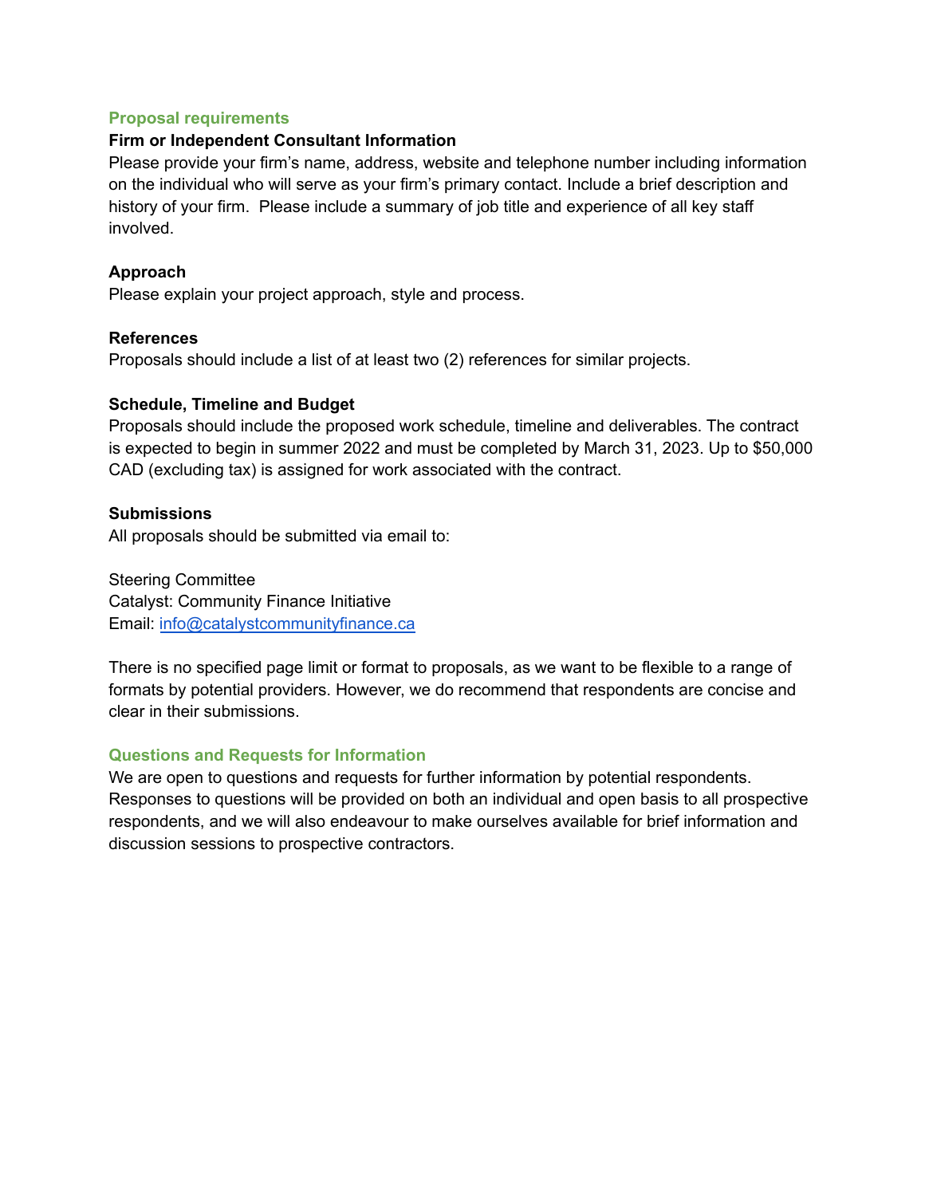## Proposal requirements

### Firm or Independent Consultant Information

Please provide your firm's name, address, website and telephone number including information on the individual who will serve as your firm's primary contact. Include a brief description and history of your firm. Please include a summary of job title and experience of all key staff involved.

### Approach

Please explain your project approach, style and process.

### References

Proposals should include a list of at least two (2) references for similar projects.

### Schedule, Timeline and Budget

Proposals should include the proposed work schedule, timeline and deliverables. The contract is expected to begin in summer 2022 and must be completed by March 31, 2023. Up to $50,000 CAD (excluding tax) is assigned for work associated with the contract.

### Submissions

All proposals should be submitted via email to:

Steering Committee
Catalyst: Community Finance Initiative
Email: info@catalystcommunityfinance.ca

There is no specified page limit or format to proposals, as we want to be flexible to a range of formats by potential providers. However, we do recommend that respondents are concise and clear in their submissions.

## Questions and Requests for Information

We are open to questions and requests for further information by potential respondents. Responses to questions will be provided on both an individual and open basis to all prospective respondents, and we will also endeavour to make ourselves available for brief information and discussion sessions to prospective contractors.